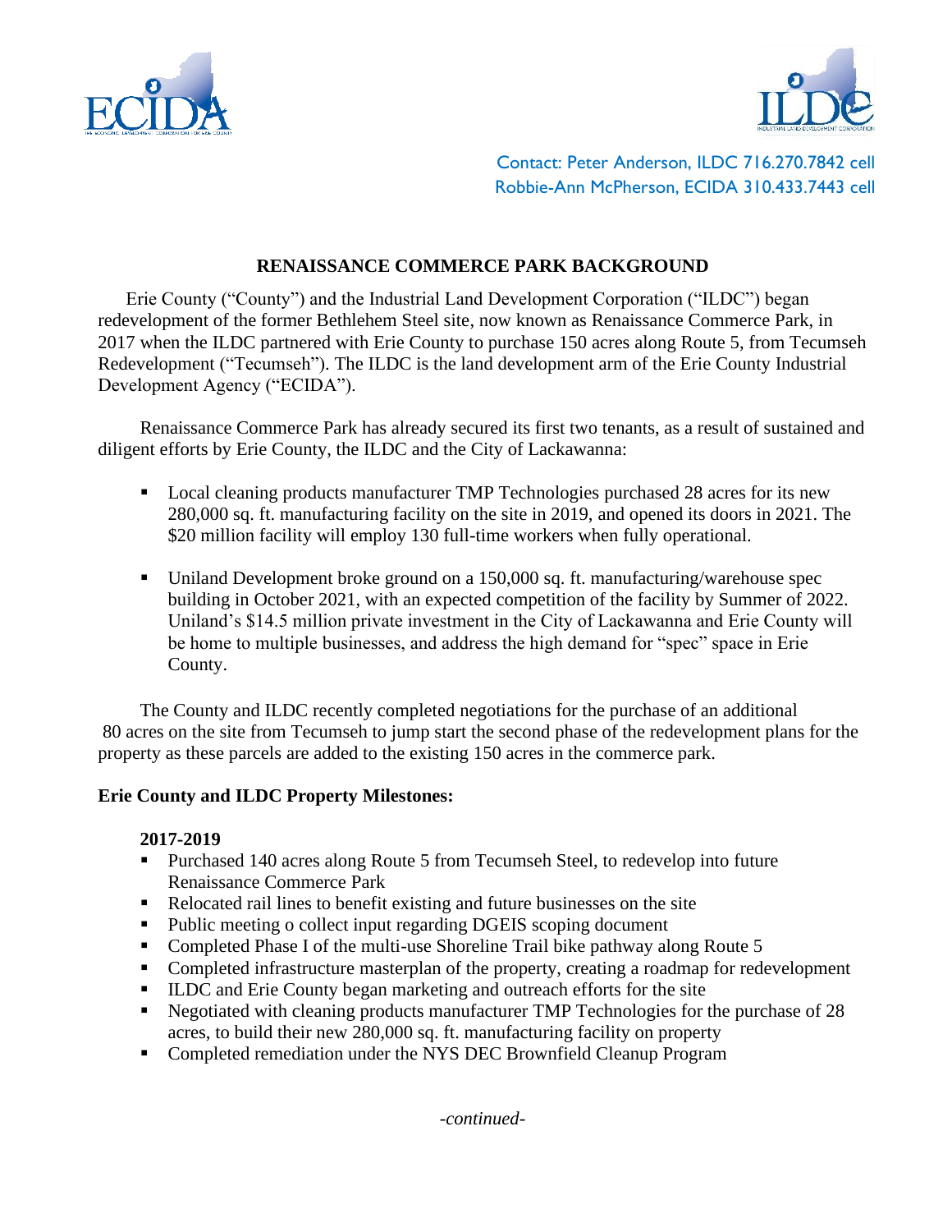Contact: Peter Anderson, ILDC 716.270.7842 cell
Robbie-Ann McPherson, ECIDA 310.433.7443 cell

# RENAISSANCE COMMERCE PARK BACKGROUND

Erie County ("County") and the Industrial Land Development Corporation ("ILDC") began redevelopment of the former Bethlehem Steel site, now known as Renaissance Commerce Park, in 2017 when the ILDC partnered with Erie County to purchase 150 acres along Route 5, from Tecumseh Redevelopment ("Tecumseh"). The ILDC is the land development arm of the Erie County Industrial Development Agency ("ECIDA").

Renaissance Commerce Park has already secured its first two tenants, as a result of sustained and diligent efforts by Erie County, the ILDC and the City of Lackawanna:

- Local cleaning products manufacturer TMP Technologies purchased 28 acres for its new 280,000 sq. ft. manufacturing facility on the site in 2019, and opened its doors in 2021. The $20 million facility will employ 130 full-time workers when fully operational.

- Uniland Development broke ground on a 150,000 sq. ft. manufacturing/warehouse spec building in October 2021, with an expected competition of the facility by Summer of 2022. Uniland's $14.5 million private investment in the City of Lackawanna and Erie County will be home to multiple businesses, and address the high demand for "spec" space in Erie County.

The County and ILDC recently completed negotiations for the purchase of an additional 80 acres on the site from Tecumseh to jump start the second phase of the redevelopment plans for the property as these parcels are added to the existing 150 acres in the commerce park.

**Erie County and ILDC Property Milestones:**

**2017-2019**

- Purchased 140 acres along Route 5 from Tecumseh Steel, to redevelop into future Renaissance Commerce Park
- Relocated rail lines to benefit existing and future businesses on the site
- Public meeting o collect input regarding DGEIS scoping document
- Completed Phase I of the multi-use Shoreline Trail bike pathway along Route 5
- Completed infrastructure masterplan of the property, creating a roadmap for redevelopment
- ILDC and Erie County began marketing and outreach efforts for the site
- Negotiated with cleaning products manufacturer TMP Technologies for the purchase of 28 acres, to build their new 280,000 sq. ft. manufacturing facility on property
- Completed remediation under the NYS DEC Brownfield Cleanup Program

*-continued-*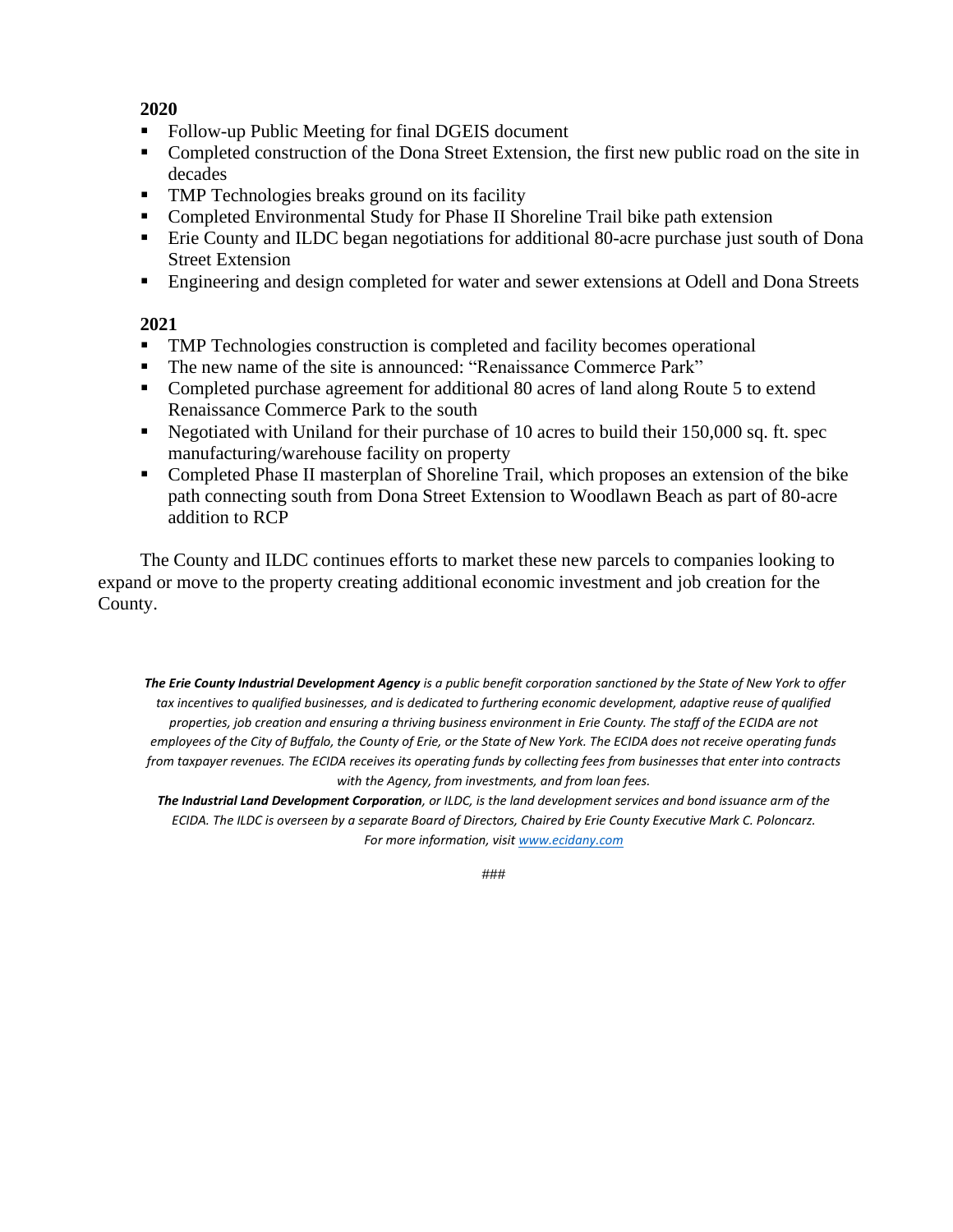**2020**

- Follow-up Public Meeting for final DGEIS document
- Completed construction of the Dona Street Extension, the first new public road on the site in decades
- TMP Technologies breaks ground on its facility
- Completed Environmental Study for Phase II Shoreline Trail bike path extension
- Erie County and ILDC began negotiations for additional 80-acre purchase just south of Dona Street Extension
- Engineering and design completed for water and sewer extensions at Odell and Dona Streets

**2021**

- TMP Technologies construction is completed and facility becomes operational
- The new name of the site is announced: "Renaissance Commerce Park"
- Completed purchase agreement for additional 80 acres of land along Route 5 to extend Renaissance Commerce Park to the south
- Negotiated with Uniland for their purchase of 10 acres to build their 150,000 sq. ft. spec manufacturing/warehouse facility on property
- Completed Phase II masterplan of Shoreline Trail, which proposes an extension of the bike path connecting south from Dona Street Extension to Woodlawn Beach as part of 80-acre addition to RCP

The County and ILDC continues efforts to market these new parcels to companies looking to expand or move to the property creating additional economic investment and job creation for the County.

***The Erie County Industrial Development Agency** is a public benefit corporation sanctioned by the State of New York to offer tax incentives to qualified businesses, and is dedicated to furthering economic development, adaptive reuse of qualified properties, job creation and ensuring a thriving business environment in Erie County. The staff of the ECIDA are not employees of the City of Buffalo, the County of Erie, or the State of New York. The ECIDA does not receive operating funds from taxpayer revenues. The ECIDA receives its operating funds by collecting fees from businesses that enter into contracts with the Agency, from investments, and from loan fees.*

***The Industrial Land Development Corporation**, or ILDC, is the land development services and bond issuance arm of the ECIDA. The ILDC is overseen by a separate Board of Directors, Chaired by Erie County Executive Mark C. Poloncarz.*

*For more information, visit [www.ecidany.com](www.ecidany.com)*

###